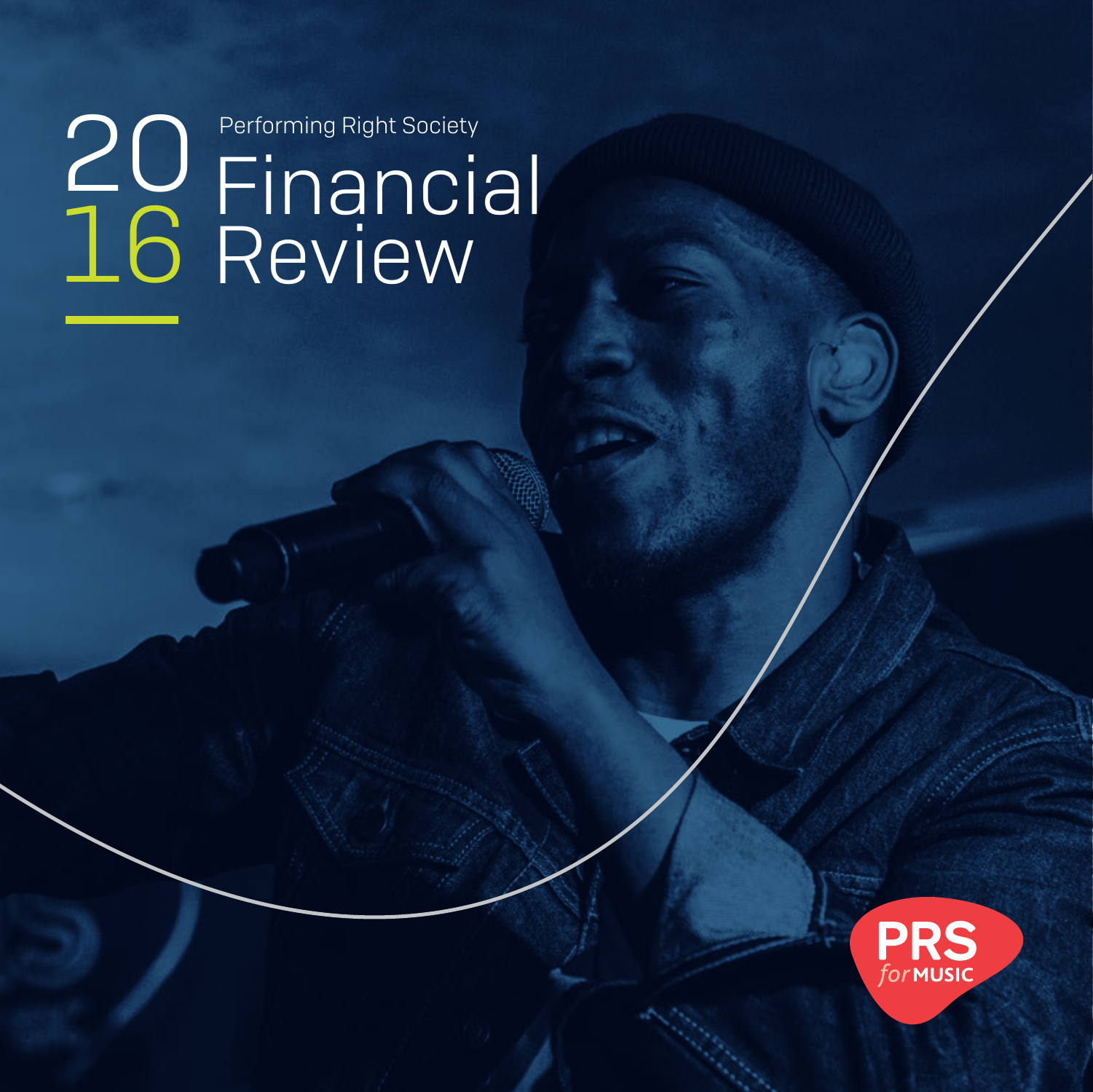# 2016 Performing Right Society Financial Review

PRS for MUSIC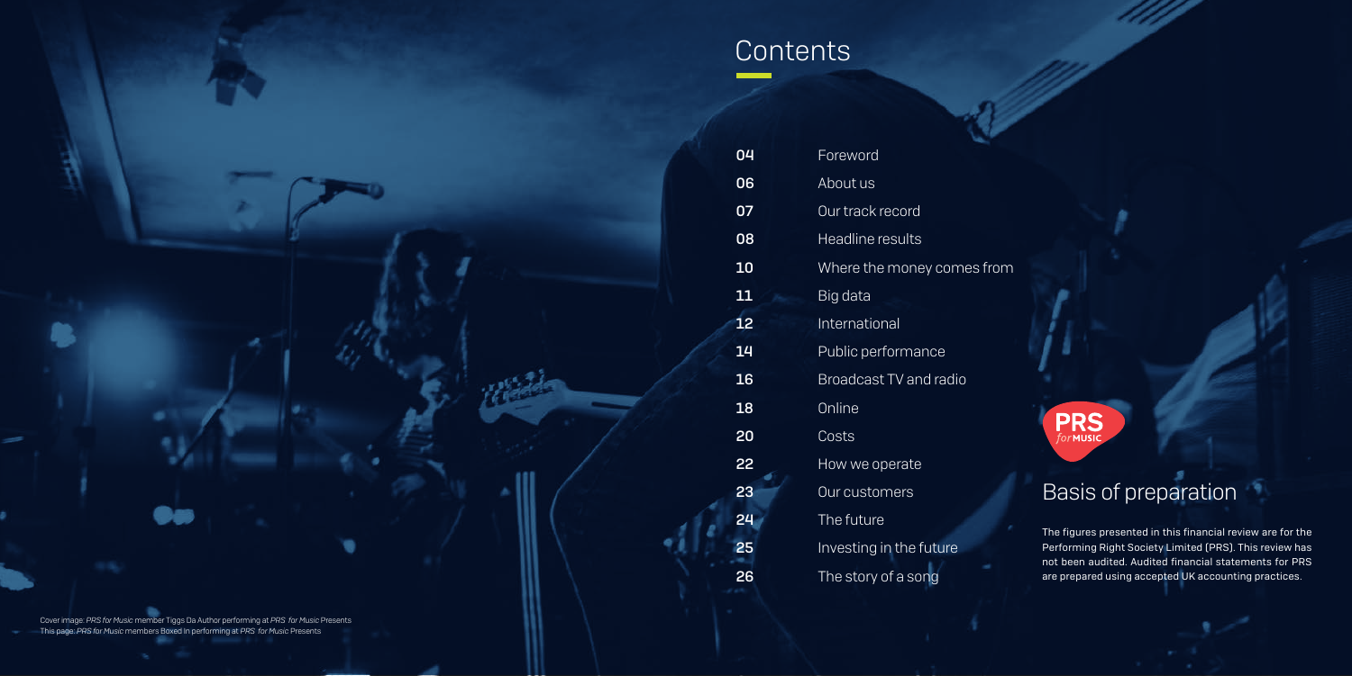# Contents

| | |
|---|---|
| 04 | Foreword |
| 06 | About us |
| 07 | Our track record |
| 08 | Headline results |
| 10 | Where the money comes from |
| 11 | Big data |
| 12 | International |
| 14 | Public performance |
| 16 | Broadcast TV and radio |
| 18 | Online |
| 20 | Costs |
| 22 | How we operate |
| 23 | Our customers |
| 24 | The future |
| 25 | Investing in the future |
| 26 | The story of a song |

## Basis of preparation

The figures presented in this financial review are for the Performing Right Society Limited (PRS). This review has not been audited. Audited financial statements for PRS are prepared using accepted UK accounting practices.

Cover image: *PRS for Music* member Tiggs Da Author performing at *PRS for Music* Presents
This page: *PRS for Music* members Boxed In performing at *PRS for Music* Presents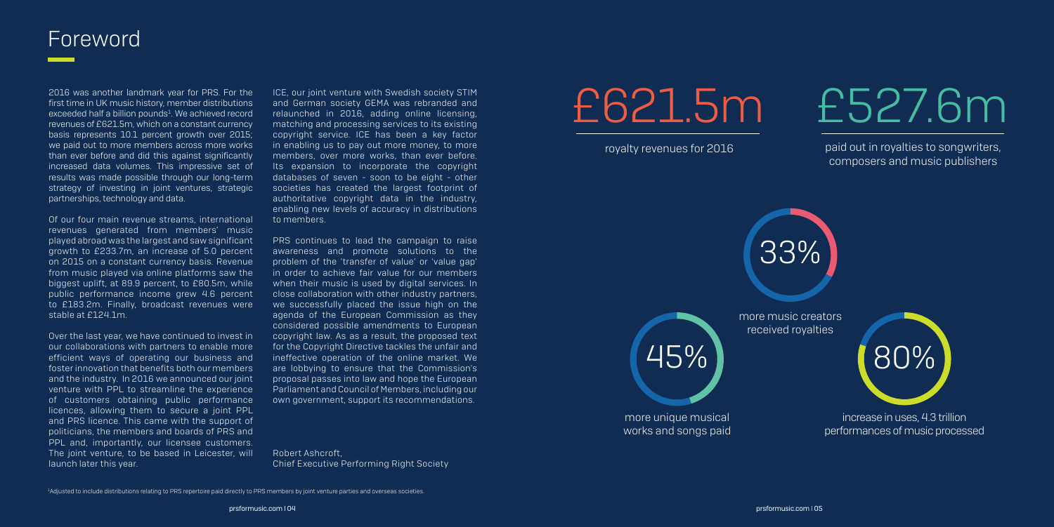# Foreword

2016 was another landmark year for PRS. For the first time in UK music history, member distributions exceeded half a billion pounds[1]. We achieved record revenues of £621.5m, which on a constant currency basis represents 10.1 percent growth over 2015; we paid out to more members across more works than ever before and did this against significantly increased data volumes. This impressive set of results was made possible through our long-term strategy of investing in joint ventures, strategic partnerships, technology and data.

Of our four main revenue streams, international revenues generated from members' music played abroad was the largest and saw significant growth to £233.7m, an increase of 5.0 percent on 2015 on a constant currency basis. Revenue from music played via online platforms saw the biggest uplift, at 89.9 percent, to £80.5m, while public performance income grew 4.6 percent to £183.2m. Finally, broadcast revenues were stable at £124.1m.

Over the last year, we have continued to invest in our collaborations with partners to enable more efficient ways of operating our business and foster innovation that benefits both our members and the industry. In 2016 we announced our joint venture with PPL to streamline the experience of customers obtaining public performance licences, allowing them to secure a joint PPL and PRS licence. This came with the support of politicians, the members and boards of PRS and PPL and, importantly, our licensee customers. The joint venture, to be based in Leicester, will launch later this year.

ICE, our joint venture with Swedish society STIM and German society GEMA was rebranded and relaunched in 2016, adding online licensing, matching and processing services to its existing copyright service. ICE has been a key factor in enabling us to pay out more money, to more members, over more works, than ever before. Its expansion to incorporate the copyright databases of seven - soon to be eight - other societies has created the largest footprint of authoritative copyright data in the industry, enabling new levels of accuracy in distributions to members.

PRS continues to lead the campaign to raise awareness and promote solutions to the problem of the 'transfer of value' or 'value gap' in order to achieve fair value for our members when their music is used by digital services. In close collaboration with other industry partners, we successfully placed the issue high on the agenda of the European Commission as they considered possible amendments to European copyright law. As as a result, the proposed text for the Copyright Directive tackles the unfair and ineffective operation of the online market. We are lobbying to ensure that the Commission's proposal passes into law and hope the European Parliament and Council of Members, including our own government, support its recommendations.

Robert Ashcroft,
Chief Executive Performing Right Society

[1]Adjusted to include distributions relating to PRS repertoire paid directly to PRS members by joint venture parties and overseas societies.

**£621.5m**
royalty revenues for 2016

**£527.6m**
paid out in royalties to songwriters, composers and music publishers

**33%**
more music creators received royalties

**45%**
more unique musical works and songs paid

**80%**
increase in uses, 4.3 trillion performances of music processed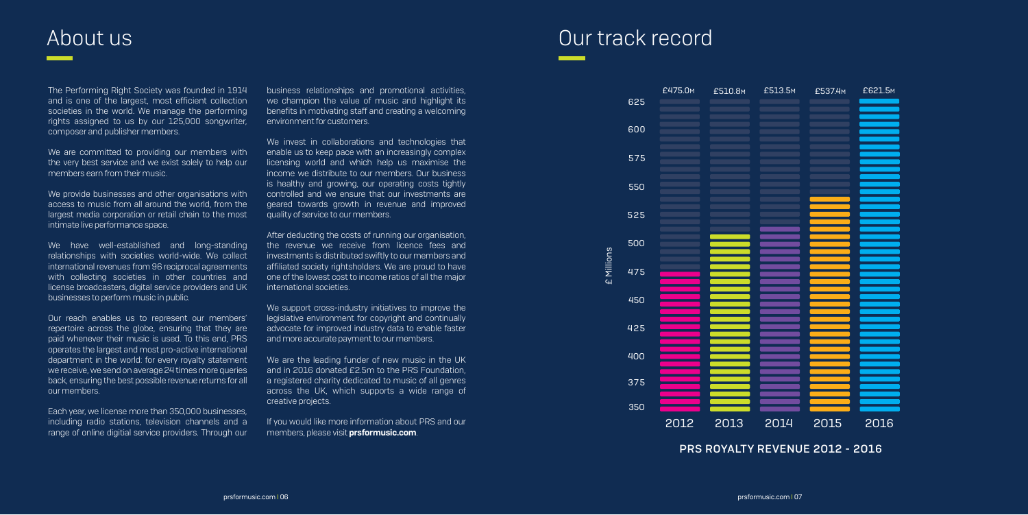# About us

The Performing Right Society was founded in 1914 and is one of the largest, most efficient collection societies in the world. We manage the performing rights assigned to us by our 125,000 songwriter, composer and publisher members.

We are committed to providing our members with the very best service and we exist solely to help our members earn from their music.

We provide businesses and other organisations with access to music from all around the world, from the largest media corporation or retail chain to the most intimate live performance space.

We have well-established and long-standing relationships with societies world-wide. We collect international revenues from 96 reciprocal agreements with collecting societies in other countries and license broadcasters, digital service providers and UK businesses to perform music in public.

Our reach enables us to represent our members' repertoire across the globe, ensuring that they are paid whenever their music is used. To this end, PRS operates the largest and most pro-active international department in the world: for every royalty statement we receive, we send on average 24 times more queries back, ensuring the best possible revenue returns for all our members.

Each year, we license more than 350,000 businesses, including radio stations, television channels and a range of online digitial service providers. Through our business relationships and promotional activities, we champion the value of music and highlight its benefits in motivating staff and creating a welcoming environment for customers.

We invest in collaborations and technologies that enable us to keep pace with an increasingly complex licensing world and which help us maximise the income we distribute to our members. Our business is healthy and growing, our operating costs tightly controlled and we ensure that our investments are geared towards growth in revenue and improved quality of service to our members.

After deducting the costs of running our organisation, the revenue we receive from licence fees and investments is distributed swiftly to our members and affiliated society rightsholders. We are proud to have one of the lowest cost to income ratios of all the major international societies.

We support cross-industry initiatives to improve the legislative environment for copyright and continually advocate for improved industry data to enable faster and more accurate payment to our members.

We are the leading funder of new music in the UK and in 2016 donated £2.5m to the PRS Foundation, a registered charity dedicated to music of all genres across the UK, which supports a wide range of creative projects.

If you would like more information about PRS and our members, please visit **prsformusic.com**.

# Our track record

| Year | 2012 | 2013 | 2014 | 2015 | 2016 |
|---|---|---|---|---|---|
| £ Millions | £475.0M | £510.8M | £513.5M | £537.4M | £621.5M |

**PRS ROYALTY REVENUE 2012 - 2016**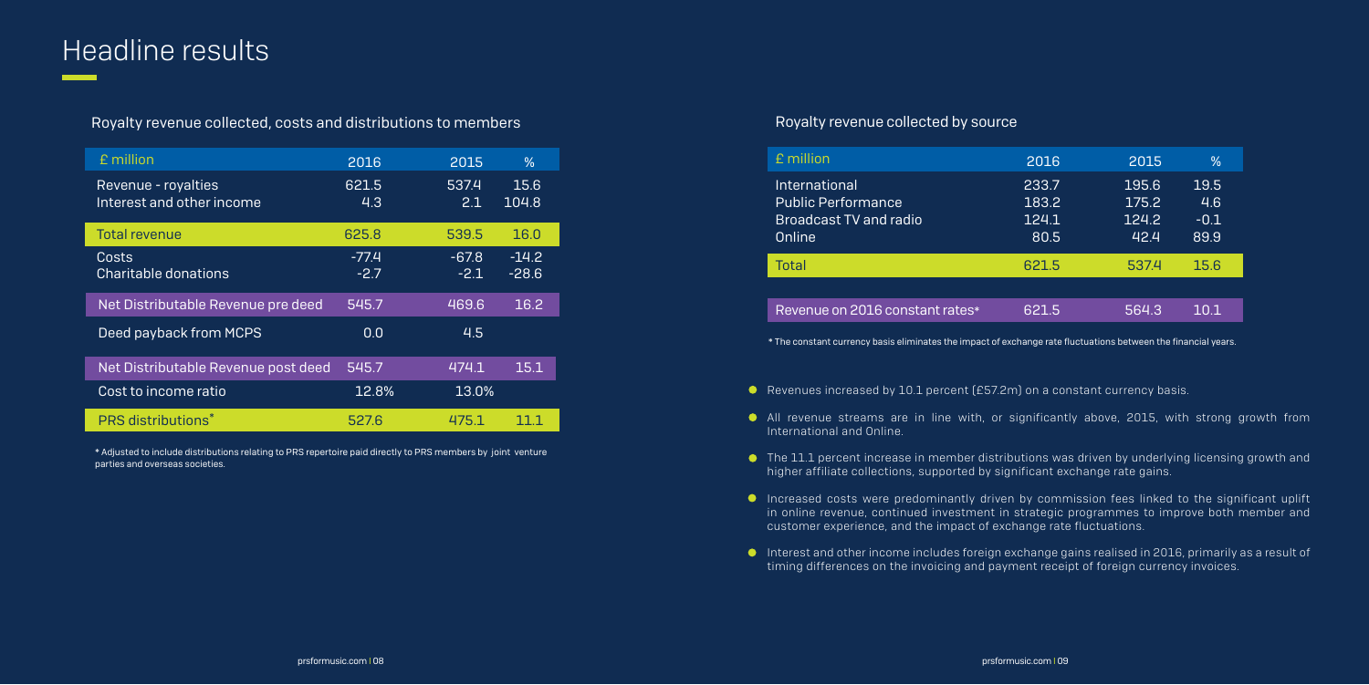# Headline results

## Royalty revenue collected, costs and distributions to members

| £ million | 2016 | 2015 | % |
|---|---|---|---|
| Revenue - royalties | 621.5 | 537.4 | 15.6 |
| Interest and other income | 4.3 | 2.1 | 104.8 |
| Total revenue | 625.8 | 539.5 | 16.0 |
| Costs | -77.4 | -67.8 | -14.2 |
| Charitable donations | -2.7 | -2.1 | -28.6 |
| Net Distributable Revenue pre deed | 545.7 | 469.6 | 16.2 |
| Deed payback from MCPS | 0.0 | 4.5 | |
| Net Distributable Revenue post deed | 545.7 | 474.1 | 15.1 |
| Cost to income ratio | 12.8% | 13.0% | |
| PRS distributions* | 527.6 | 475.1 | 11.1 |

* Adjusted to include distributions relating to PRS repertoire paid directly to PRS members by joint venture parties and overseas societies.

## Royalty revenue collected by source

| £ million | 2016 | 2015 | % |
|---|---|---|---|
| International | 233.7 | 195.6 | 19.5 |
| Public Performance | 183.2 | 175.2 | 4.6 |
| Broadcast TV and radio | 124.1 | 124.2 | -0.1 |
| Online | 80.5 | 42.4 | 89.9 |
| Total | 621.5 | 537.4 | 15.6 |
| Revenue on 2016 constant rates* | 621.5 | 564.3 | 10.1 |

* The constant currency basis eliminates the impact of exchange rate fluctuations between the financial years.

- Revenues increased by 10.1 percent (£57.2m) on a constant currency basis.
- All revenue streams are in line with, or significantly above, 2015, with strong growth from International and Online.
- The 11.1 percent increase in member distributions was driven by underlying licensing growth and higher affiliate collections, supported by significant exchange rate gains.
- Increased costs were predominantly driven by commission fees linked to the significant uplift in online revenue, continued investment in strategic programmes to improve both member and customer experience, and the impact of exchange rate fluctuations.
- Interest and other income includes foreign exchange gains realised in 2016, primarily as a result of timing differences on the invoicing and payment receipt of foreign currency invoices.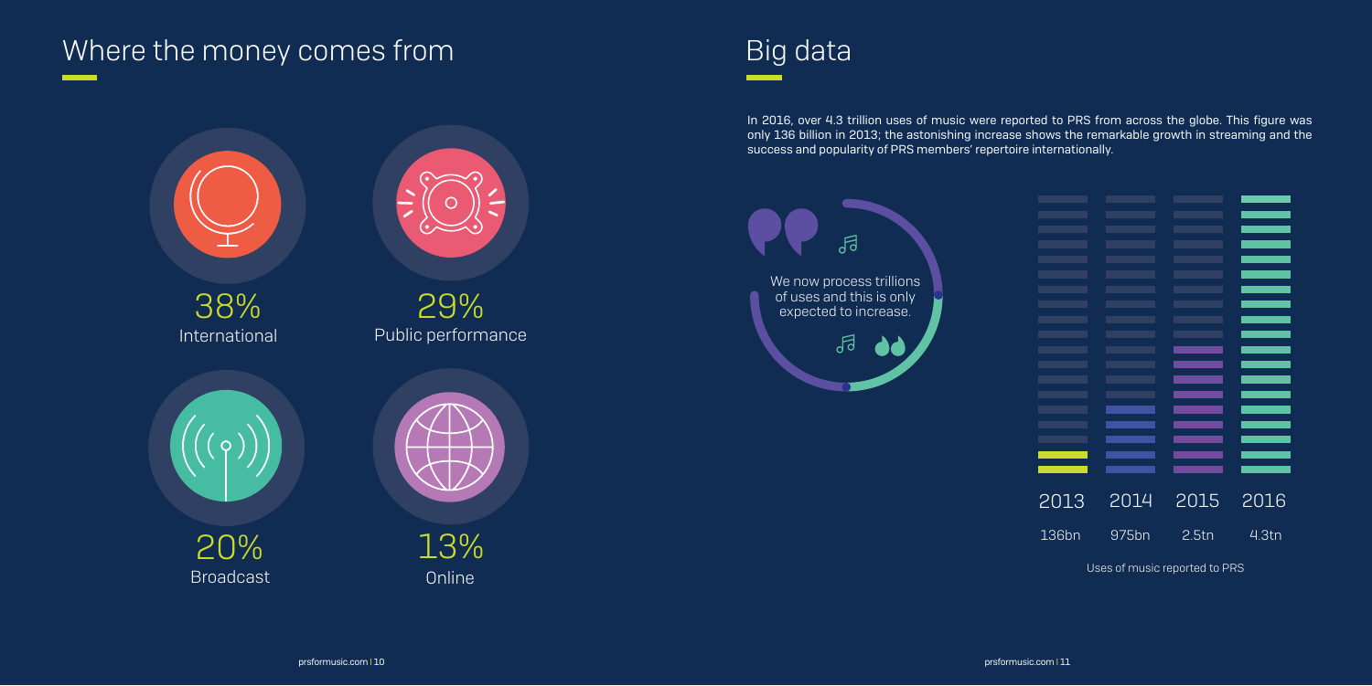## Where the money comes from

38%
International

29%
Public performance

20%
Broadcast

13%
Online

## Big data

In 2016, over 4.3 trillion uses of music were reported to PRS from across the globe. This figure was only 136 billion in 2013; the astonishing increase shows the remarkable growth in streaming and the success and popularity of PRS members' repertoire internationally.

> We now process trillions of uses and this is only expected to increase.

| 2013 | 2014 | 2015 | 2016 |
|---|---|---|---|
| 136bn | 975bn | 2.5tn | 4.3tn |

Uses of music reported to PRS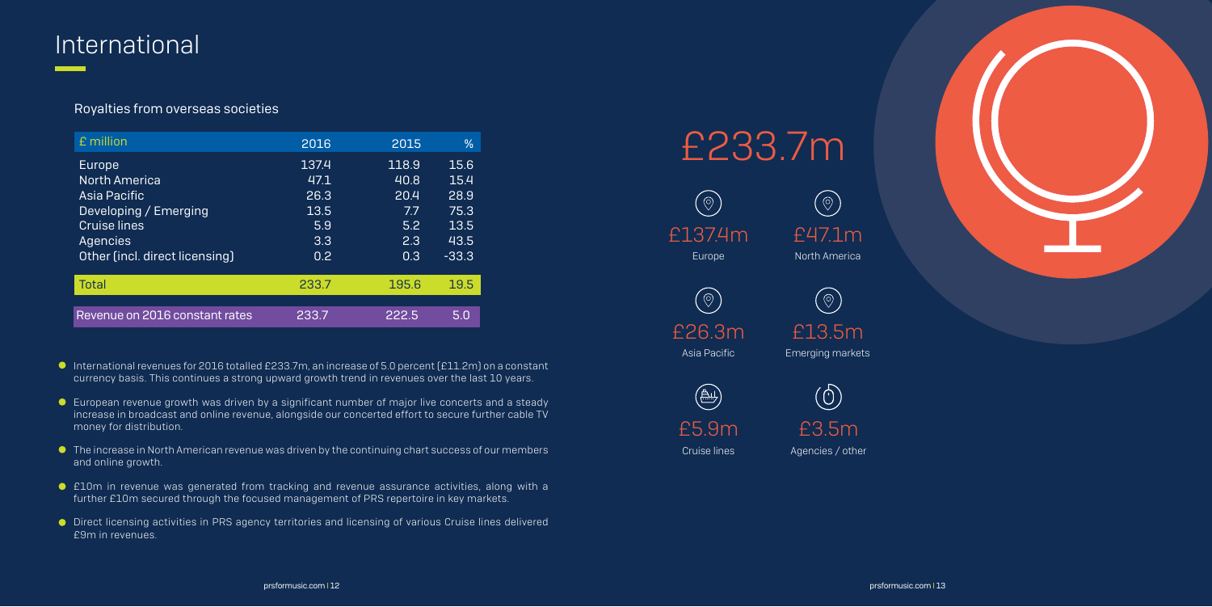# International

## Royalties from overseas societies

| £ million | 2016 | 2015 | % |
|---|---|---|---|
| Europe | 137.4 | 118.9 | 15.6 |
| North America | 47.1 | 40.8 | 15.4 |
| Asia Pacific | 26.3 | 20.4 | 28.9 |
| Developing / Emerging | 13.5 | 7.7 | 75.3 |
| Cruise lines | 5.9 | 5.2 | 13.5 |
| Agencies | 3.3 | 2.3 | 43.5 |
| Other (incl. direct licensing) | 0.2 | 0.3 | -33.3 |
| Total | 233.7 | 195.6 | 19.5 |
| Revenue on 2016 constant rates | 233.7 | 222.5 | 5.0 |

- International revenues for 2016 totalled £233.7m, an increase of 5.0 percent (£11.2m) on a constant currency basis. This continues a strong upward growth trend in revenues over the last 10 years.
- European revenue growth was driven by a significant number of major live concerts and a steady increase in broadcast and online revenue, alongside our concerted effort to secure further cable TV money for distribution.
- The increase in North American revenue was driven by the continuing chart success of our members and online growth.
- £10m in revenue was generated from tracking and revenue assurance activities, along with a further £10m secured through the focused management of PRS repertoire in key markets.
- Direct licensing activities in PRS agency territories and licensing of various Cruise lines delivered £9m in revenues.

£233.7m

£137.4m
Europe

£47.1m
North America

£26.3m
Asia Pacific

£13.5m
Emerging markets

£5.9m
Cruise lines

£3.5m
Agencies / other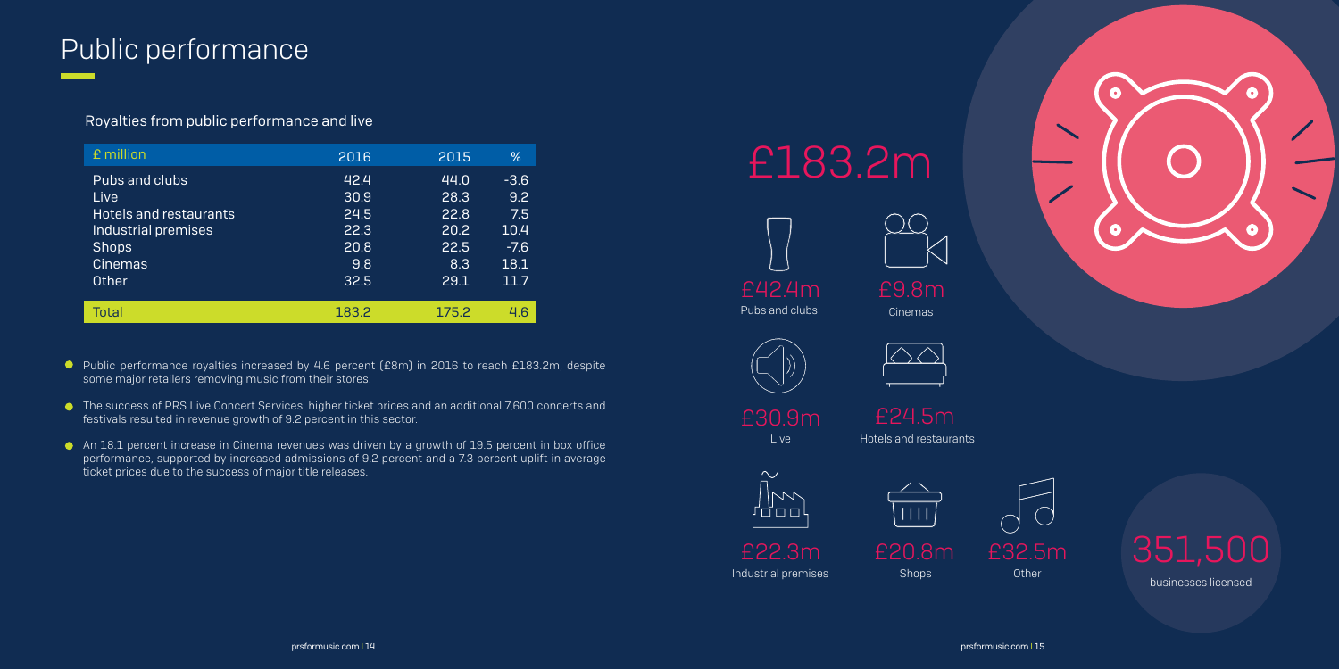# Public performance

## Royalties from public performance and live

| £ million | 2016 | 2015 | % |
|---|---|---|---|
| Pubs and clubs | 42.4 | 44.0 | -3.6 |
| Live | 30.9 | 28.3 | 9.2 |
| Hotels and restaurants | 24.5 | 22.8 | 7.5 |
| Industrial premises | 22.3 | 20.2 | 10.4 |
| Shops | 20.8 | 22.5 | -7.6 |
| Cinemas | 9.8 | 8.3 | 18.1 |
| Other | 32.5 | 29.1 | 11.7 |
| Total | 183.2 | 175.2 | 4.6 |

- Public performance royalties increased by 4.6 percent (£8m) in 2016 to reach £183.2m, despite some major retailers removing music from their stores.
- The success of PRS Live Concert Services, higher ticket prices and an additional 7,600 concerts and festivals resulted in revenue growth of 9.2 percent in this sector.
- An 18.1 percent increase in Cinema revenues was driven by a growth of 19.5 percent in box office performance, supported by increased admissions of 9.2 percent and a 7.3 percent uplift in average ticket prices due to the success of major title releases.

£183.2m

£42.4m
Pubs and clubs

£9.8m
Cinemas

£30.9m
Live

£24.5m
Hotels and restaurants

£22.3m
Industrial premises

£20.8m
Shops

£32.5m
Other

351,500
businesses licensed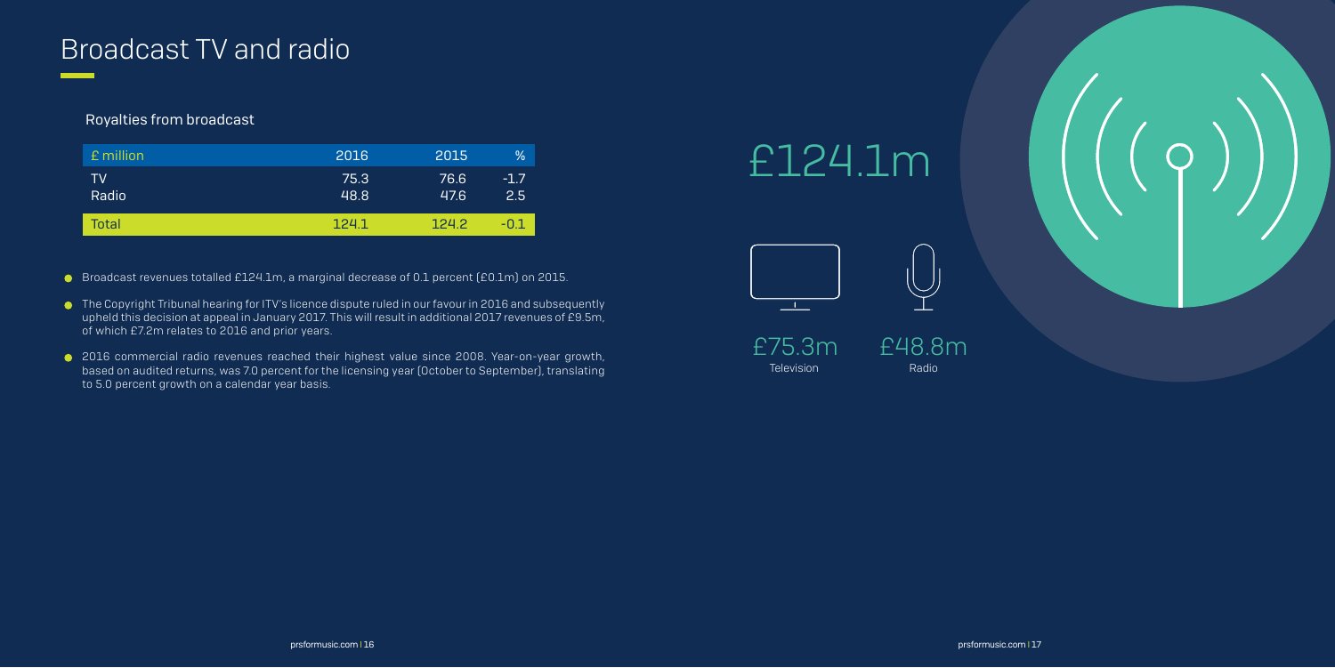# Broadcast TV and radio

### Royalties from broadcast

| £ million | 2016 | 2015 | % |
|---|---|---|---|
| TV | 75.3 | 76.6 | -1.7 |
| Radio | 48.8 | 47.6 | 2.5 |
| Total | 124.1 | 124.2 | -0.1 |

- Broadcast revenues totalled £124.1m, a marginal decrease of 0.1 percent (£0.1m) on 2015.
- The Copyright Tribunal hearing for ITV's licence dispute ruled in our favour in 2016 and subsequently upheld this decision at appeal in January 2017. This will result in additional 2017 revenues of £9.5m, of which £7.2m relates to 2016 and prior years.
- 2016 commercial radio revenues reached their highest value since 2008. Year-on-year growth, based on audited returns, was 7.0 percent for the licensing year (October to September), translating to 5.0 percent growth on a calendar year basis.

£124.1m

£75.3m
Television

£48.8m
Radio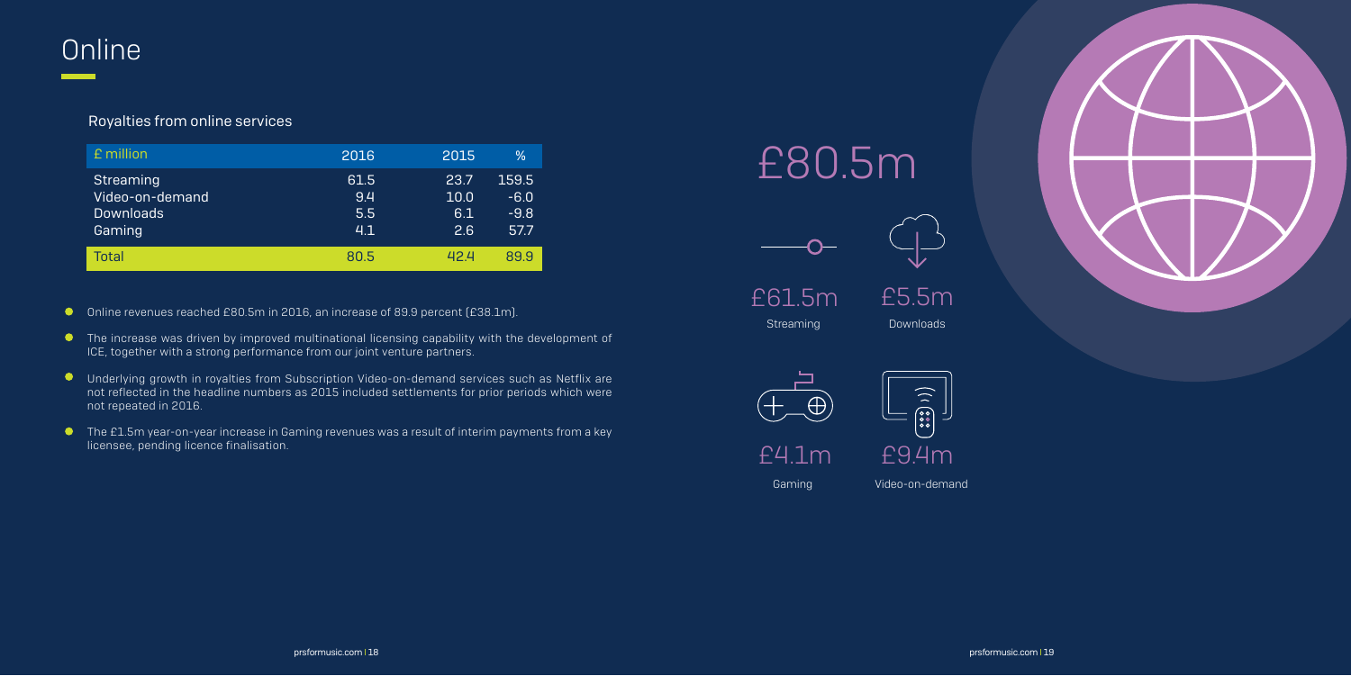# Online

## Royalties from online services

| £ million | 2016 | 2015 | % |
|---|---|---|---|
| Streaming | 61.5 | 23.7 | 159.5 |
| Video-on-demand | 9.4 | 10.0 | -6.0 |
| Downloads | 5.5 | 6.1 | -9.8 |
| Gaming | 4.1 | 2.6 | 57.7 |
| Total | 80.5 | 42.4 | 89.9 |

- Online revenues reached £80.5m in 2016, an increase of 89.9 percent (£38.1m).
- The increase was driven by improved multinational licensing capability with the development of ICE, together with a strong performance from our joint venture partners.
- Underlying growth in royalties from Subscription Video-on-demand services such as Netflix are not reflected in the headline numbers as 2015 included settlements for prior periods which were not repeated in 2016.
- The £1.5m year-on-year increase in Gaming revenues was a result of interim payments from a key licensee, pending licence finalisation.

£80.5m

£61.5m
Streaming

£5.5m
Downloads

£4.1m
Gaming

£9.4m
Video-on-demand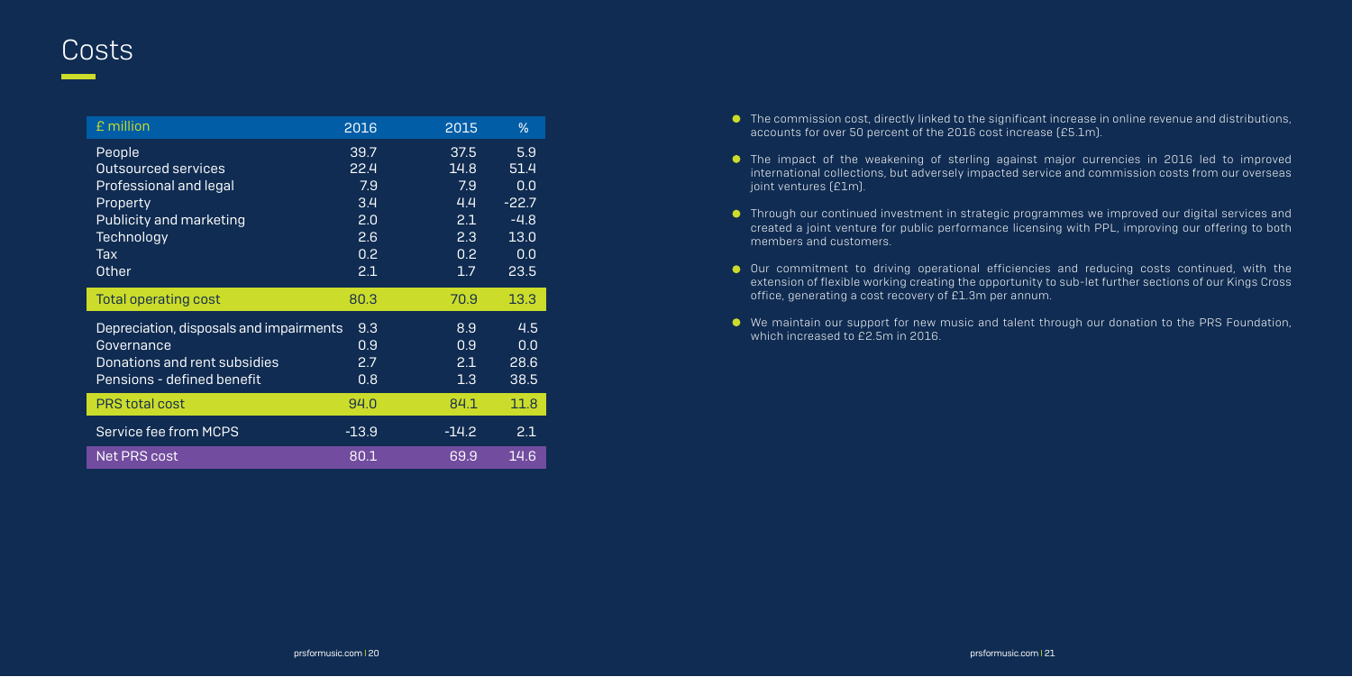# Costs

| £ million | 2016 | 2015 | % |
| --- | --- | --- | --- |
| People | 39.7 | 37.5 | 5.9 |
| Outsourced services | 22.4 | 14.8 | 51.4 |
| Professional and legal | 7.9 | 7.9 | 0.0 |
| Property | 3.4 | 4.4 | -22.7 |
| Publicity and marketing | 2.0 | 2.1 | -4.8 |
| Technology | 2.6 | 2.3 | 13.0 |
| Tax | 0.2 | 0.2 | 0.0 |
| Other | 2.1 | 1.7 | 23.5 |
| **Total operating cost** | **80.3** | **70.9** | **13.3** |
| Depreciation, disposals and impairments | 9.3 | 8.9 | 4.5 |
| Governance | 0.9 | 0.9 | 0.0 |
| Donations and rent subsidies | 2.7 | 2.1 | 28.6 |
| Pensions - defined benefit | 0.8 | 1.3 | 38.5 |
| **PRS total cost** | **94.0** | **84.1** | **11.8** |
| Service fee from MCPS | -13.9 | -14.2 | 2.1 |
| **Net PRS cost** | **80.1** | **69.9** | **14.6** |

- The commission cost, directly linked to the significant increase in online revenue and distributions, accounts for over 50 percent of the 2016 cost increase (£5.1m).
- The impact of the weakening of sterling against major currencies in 2016 led to improved international collections, but adversely impacted service and commission costs from our overseas joint ventures (£1m).
- Through our continued investment in strategic programmes we improved our digital services and created a joint venture for public performance licensing with PPL, improving our offering to both members and customers.
- Our commitment to driving operational efficiencies and reducing costs continued, with the extension of flexible working creating the opportunity to sub-let further sections of our Kings Cross office, generating a cost recovery of £1.3m per annum.
- We maintain our support for new music and talent through our donation to the PRS Foundation, which increased to £2.5m in 2016.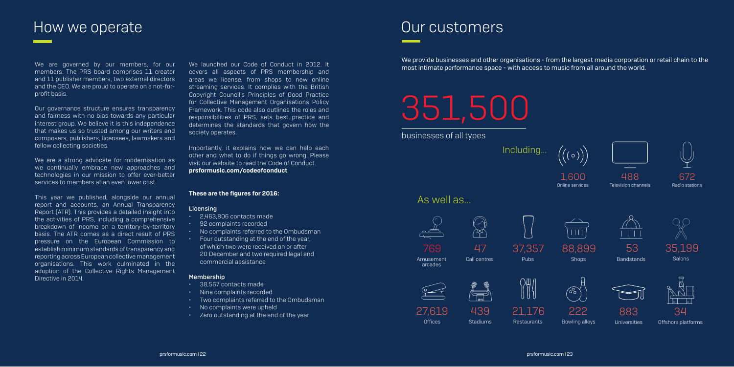# How we operate

We are governed by our members, for our members. The PRS board comprises 11 creator and 11 publisher members, two external directors and the CEO. We are proud to operate on a not-for-profit basis.

Our governance structure ensures transparency and fairness with no bias towards any particular interest group. We believe it is this independence that makes us so trusted among our writers and composers, publishers, licensees, lawmakers and fellow collecting societies.

We are a strong advocate for modernisation as we continually embrace new approaches and technologies in our mission to offer ever-better services to members at an even lower cost.

This year we published, alongside our annual report and accounts, an Annual Transparency Report (ATR). This provides a detailed insight into the activities of PRS, including a comprehensive breakdown of income on a territory-by-territory basis. The ATR comes as a direct result of PRS pressure on the European Commission to establish minimum standards of transparency and reporting across European collective management organisations. This work culminated in the adoption of the Collective Rights Management Directive in 2014.

We launched our Code of Conduct in 2012. It covers all aspects of PRS membership and areas we license, from shops to new online streaming services. It complies with the British Copyright Council's Principles of Good Practice for Collective Management Organisations Policy Framework. This code also outlines the roles and responsibilities of PRS, sets best practice and determines the standards that govern how the society operates.

Importantly, it explains how we can help each other and what to do if things go wrong. Please visit our website to read the Code of Conduct. **prsformusic.com/codeofconduct**

**These are the figures for 2016:**

Licensing

- 2,463,806 contacts made
- 92 complaints recorded
- No complaints referred to the Ombudsman
- Four outstanding at the end of the year, of which two were received on or after 20 December and two required legal and commercial assistance

Membership

- 38,567 contacts made
- Nine complaints recorded
- Two complaints referred to the Ombudsman
- No complaints were upheld
- Zero outstanding at the end of the year

# Our customers

We provide businesses and other organisations - from the largest media corporation or retail chain to the most intimate performance space - with access to music from all around the world.

351,500

businesses of all types

Including...

- 1,600 Online services
- 488 Television channels
- 672 Radio stations

As well as...

- 769 Amusement arcades
- 47 Call centres
- 37,357 Pubs
- 88,899 Shops
- 53 Bandstands
- 35,199 Salons
- 27,619 Offices
- 439 Stadiums
- 21,176 Restaurants
- 222 Bowling alleys
- 883 Universities
- 34 Offshore platforms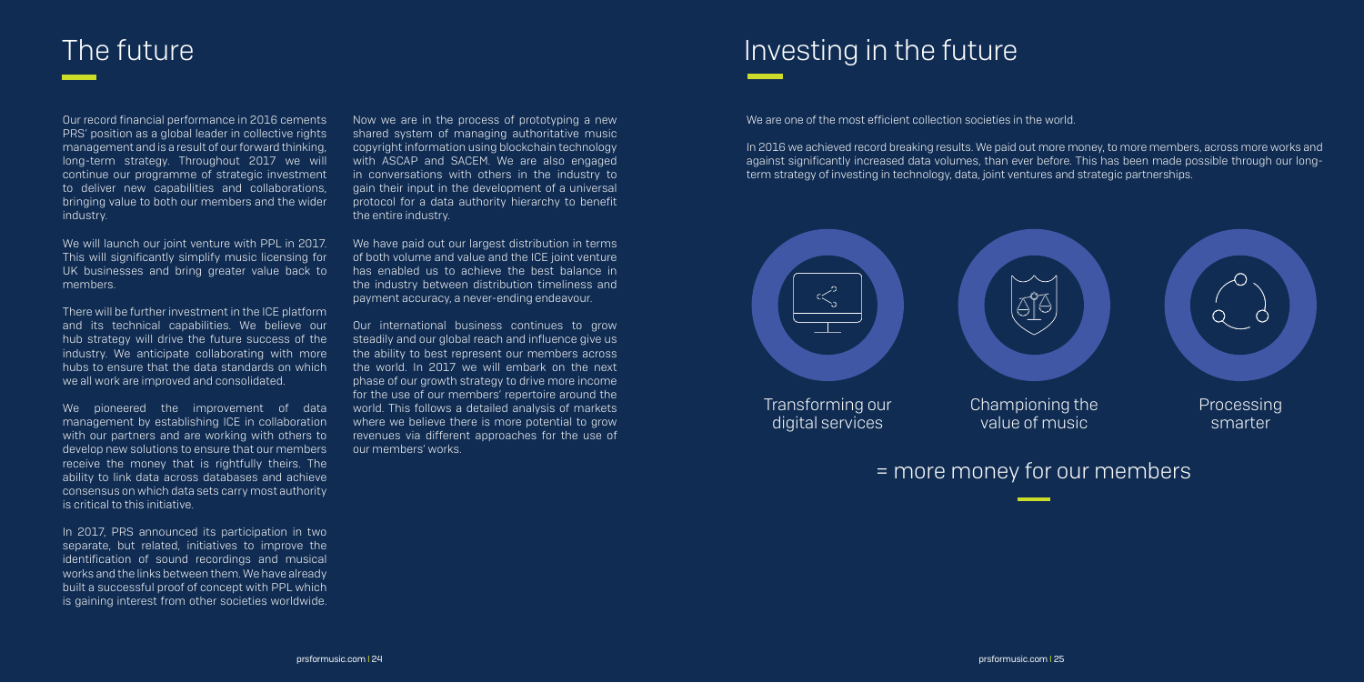# The future

Our record financial performance in 2016 cements PRS' position as a global leader in collective rights management and is a result of our forward thinking, long-term strategy. Throughout 2017 we will continue our programme of strategic investment to deliver new capabilities and collaborations, bringing value to both our members and the wider industry.

We will launch our joint venture with PPL in 2017. This will significantly simplify music licensing for UK businesses and bring greater value back to members.

There will be further investment in the ICE platform and its technical capabilities. We believe our hub strategy will drive the future success of the industry. We anticipate collaborating with more hubs to ensure that the data standards on which we all work are improved and consolidated.

We pioneered the improvement of data management by establishing ICE in collaboration with our partners and are working with others to develop new solutions to ensure that our members receive the money that is rightfully theirs. The ability to link data across databases and achieve consensus on which data sets carry most authority is critical to this initiative.

In 2017, PRS announced its participation in two separate, but related, initiatives to improve the identification of sound recordings and musical works and the links between them. We have already built a successful proof of concept with PPL which is gaining interest from other societies worldwide.

Now we are in the process of prototyping a new shared system of managing authoritative music copyright information using blockchain technology with ASCAP and SACEM. We are also engaged in conversations with others in the industry to gain their input in the development of a universal protocol for a data authority hierarchy to benefit the entire industry.

We have paid out our largest distribution in terms of both volume and value and the ICE joint venture has enabled us to achieve the best balance in the industry between distribution timeliness and payment accuracy, a never-ending endeavour.

Our international business continues to grow steadily and our global reach and influence give us the ability to best represent our members across the world. In 2017 we will embark on the next phase of our growth strategy to drive more income for the use of our members' repertoire around the world. This follows a detailed analysis of markets where we believe there is more potential to grow revenues via different approaches for the use of our members' works.

# Investing in the future

We are one of the most efficient collection societies in the world.

In 2016 we achieved record breaking results. We paid out more money, to more members, across more works and against significantly increased data volumes, than ever before. This has been made possible through our long-term strategy of investing in technology, data, joint ventures and strategic partnerships.

Transforming our digital services

Championing the value of music

Processing smarter

= more money for our members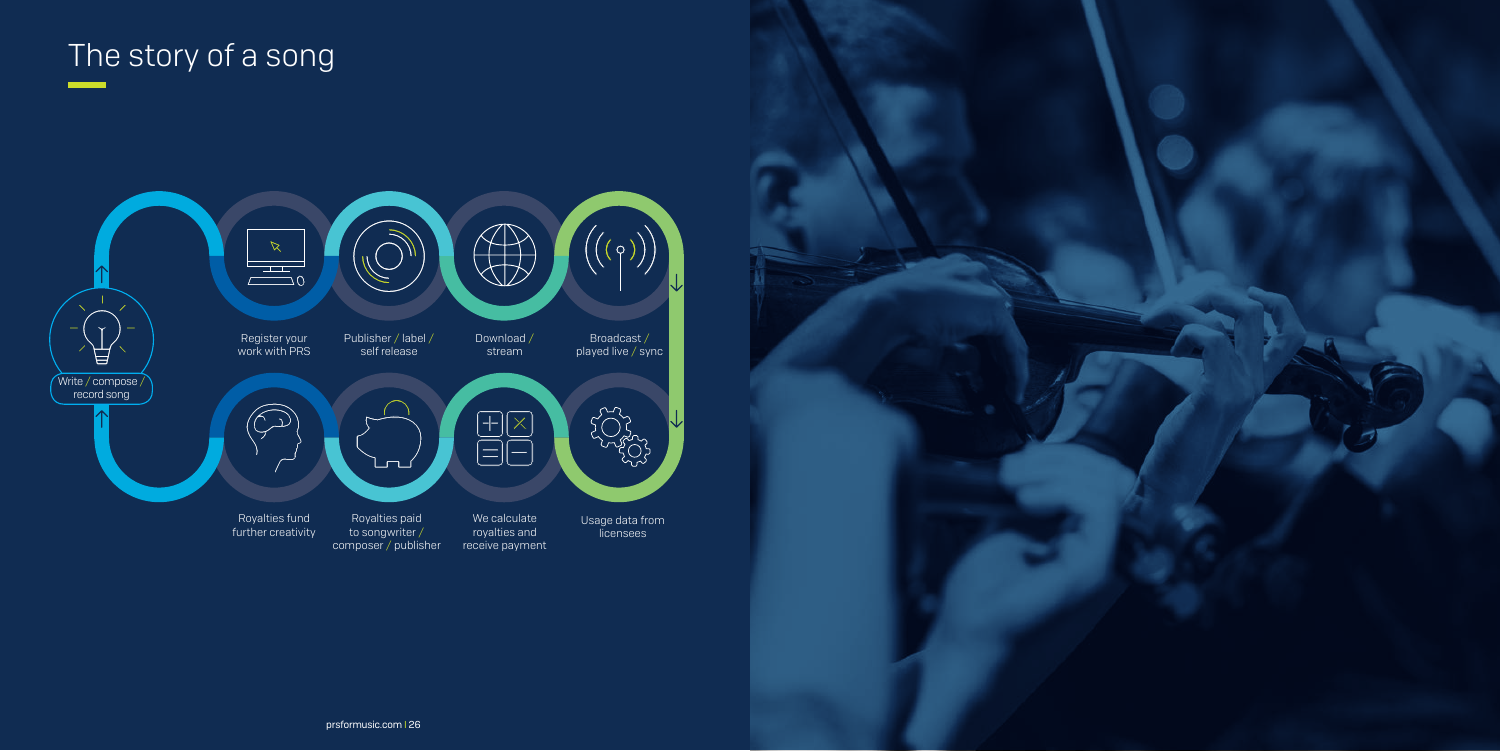# The story of a song

Write / compose / record song

Register your work with PRS

Publisher / label / self release

Download / stream

Broadcast / played live / sync

Usage data from licensees

We calculate royalties and receive payment

Royalties paid to songwriter / composer / publisher

Royalties fund further creativity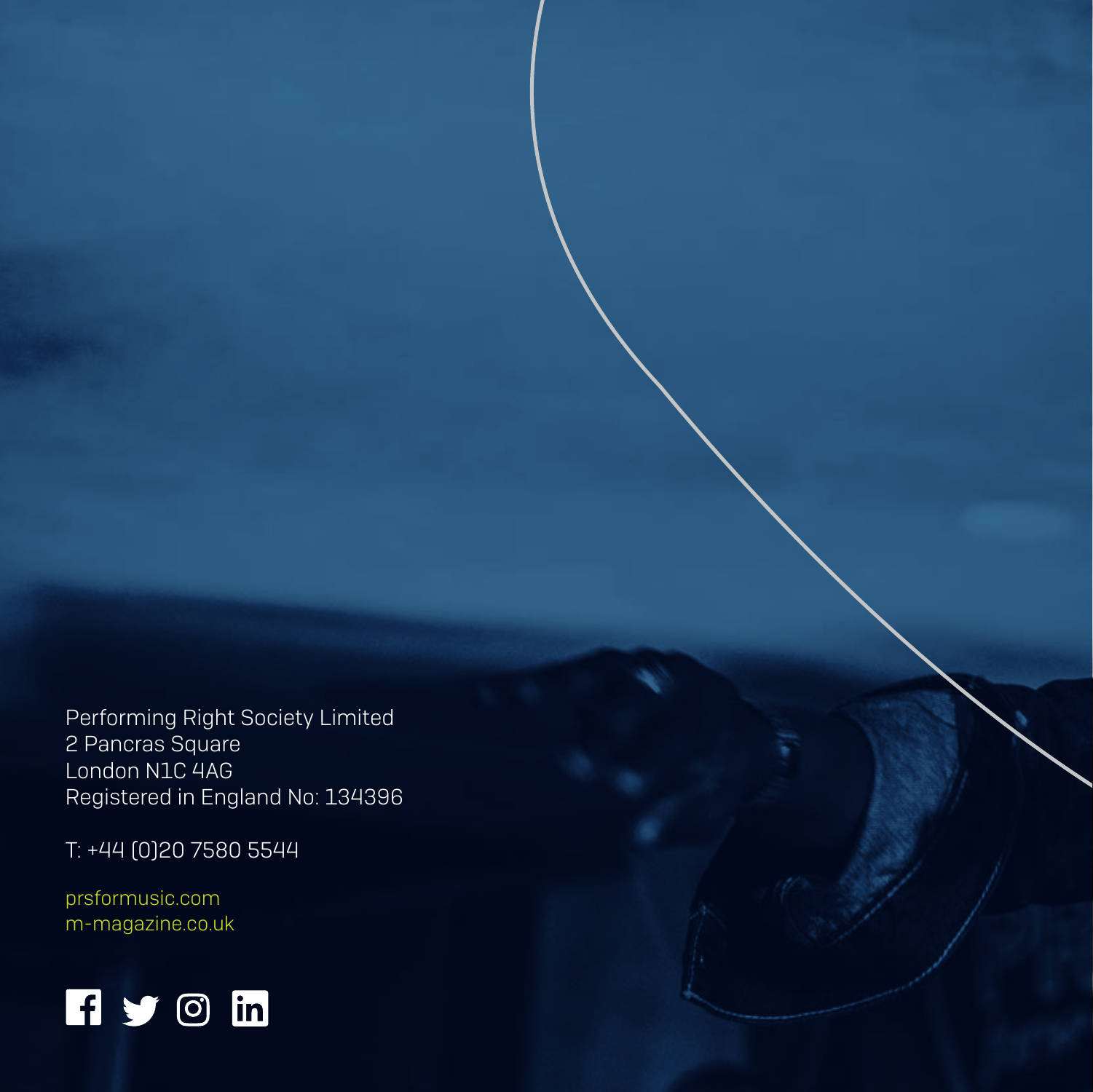Performing Right Society Limited
2 Pancras Square
London N1C 4AG
Registered in England No: 134396

T: +44 (0)20 7580 5544

prsformusic.com
m-magazine.co.uk